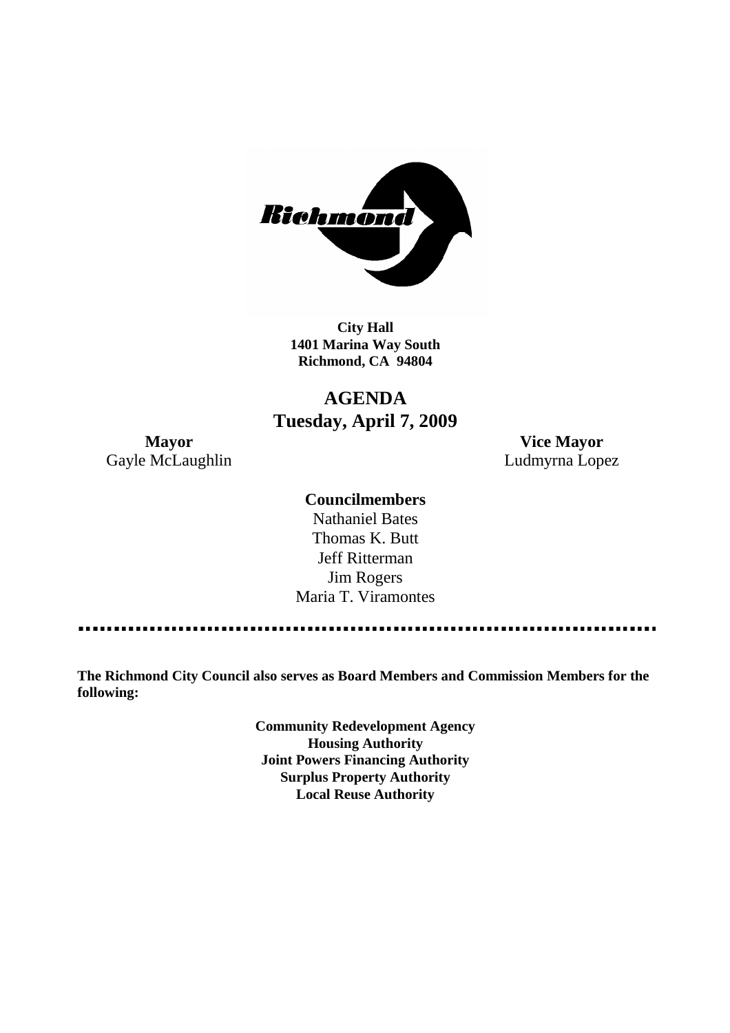**City Hall**
**1401 Marina Way South**
**Richmond, CA 94804**

# AGENDA
## Tuesday, April 7, 2009

**Mayor**
Gayle McLaughlin

**Vice Mayor**
Ludmyrna Lopez

**Councilmembers**

Nathaniel Bates
Thomas K. Butt
Jeff Ritterman
Jim Rogers
Maria T. Viramontes

---

**The Richmond City Council also serves as Board Members and Commission Members for the following:**

**Community Redevelopment Agency**
**Housing Authority**
**Joint Powers Financing Authority**
**Surplus Property Authority**
**Local Reuse Authority**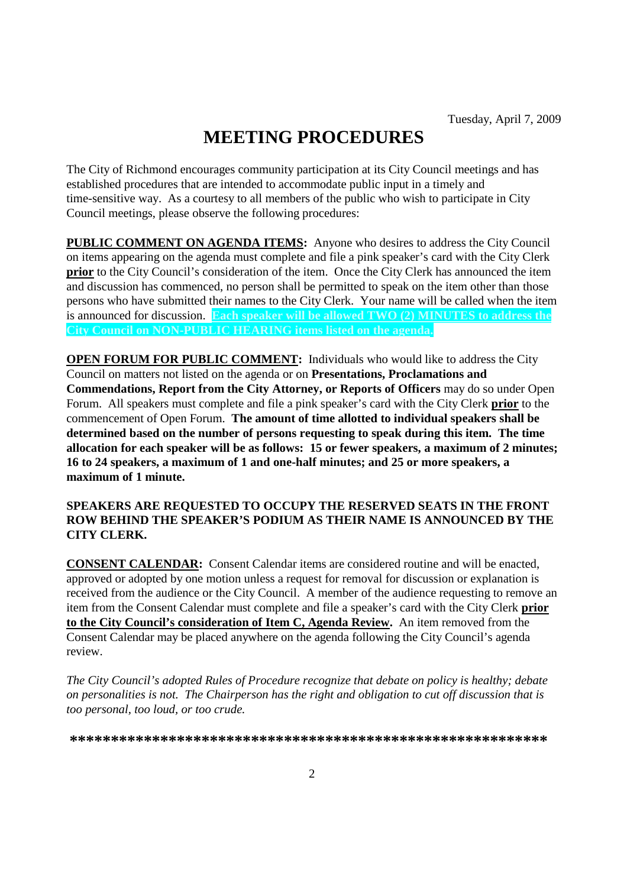Tuesday, April 7, 2009

# MEETING PROCEDURES

The City of Richmond encourages community participation at its City Council meetings and has established procedures that are intended to accommodate public input in a timely and time-sensitive way. As a courtesy to all members of the public who wish to participate in City Council meetings, please observe the following procedures:

**PUBLIC COMMENT ON AGENDA ITEMS:** Anyone who desires to address the City Council on items appearing on the agenda must complete and file a pink speaker's card with the City Clerk **prior** to the City Council's consideration of the item. Once the City Clerk has announced the item and discussion has commenced, no person shall be permitted to speak on the item other than those persons who have submitted their names to the City Clerk. Your name will be called when the item is announced for discussion. **Each speaker will be allowed TWO (2) MINUTES to address the City Council on NON-PUBLIC HEARING items listed on the agenda.**

**OPEN FORUM FOR PUBLIC COMMENT:** Individuals who would like to address the City Council on matters not listed on the agenda or on **Presentations, Proclamations and Commendations, Report from the City Attorney, or Reports of Officers** may do so under Open Forum. All speakers must complete and file a pink speaker's card with the City Clerk **prior** to the commencement of Open Forum. **The amount of time allotted to individual speakers shall be determined based on the number of persons requesting to speak during this item. The time allocation for each speaker will be as follows: 15 or fewer speakers, a maximum of 2 minutes; 16 to 24 speakers, a maximum of 1 and one-half minutes; and 25 or more speakers, a maximum of 1 minute.**

**SPEAKERS ARE REQUESTED TO OCCUPY THE RESERVED SEATS IN THE FRONT ROW BEHIND THE SPEAKER'S PODIUM AS THEIR NAME IS ANNOUNCED BY THE CITY CLERK.**

**CONSENT CALENDAR:** Consent Calendar items are considered routine and will be enacted, approved or adopted by one motion unless a request for removal for discussion or explanation is received from the audience or the City Council. A member of the audience requesting to remove an item from the Consent Calendar must complete and file a speaker's card with the City Clerk **prior to the City Council's consideration of Item C, Agenda Review.** An item removed from the Consent Calendar may be placed anywhere on the agenda following the City Council's agenda review.

*The City Council's adopted Rules of Procedure recognize that debate on policy is healthy; debate on personalities is not. The Chairperson has the right and obligation to cut off discussion that is too personal, too loud, or too crude.*

**\*\*\*\*\*\*\*\*\*\*\*\*\*\*\*\*\*\*\*\*\*\*\*\*\*\*\*\*\*\*\*\*\*\*\*\*\*\*\*\*\*\*\*\*\*\*\*\*\*\*\*\*\*\*\*\*\*\***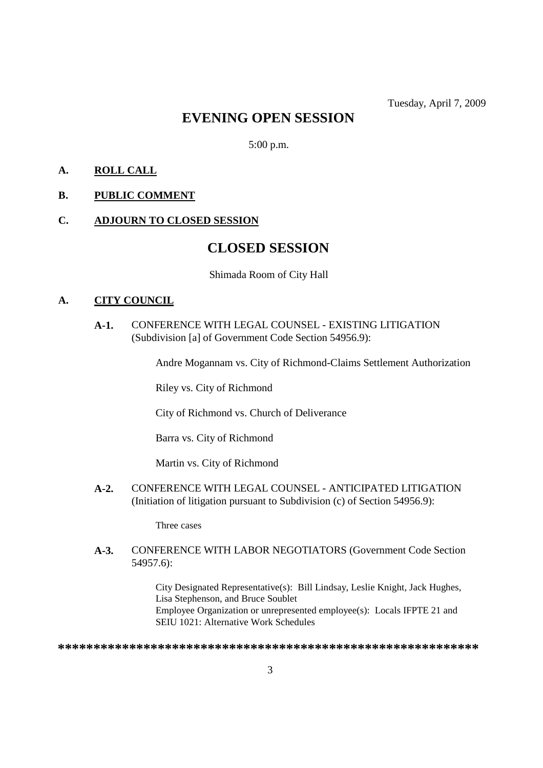Tuesday, April 7, 2009

# EVENING OPEN SESSION

5:00 p.m.

**A. ROLL CALL**

**B. PUBLIC COMMENT**

**C. ADJOURN TO CLOSED SESSION**

# CLOSED SESSION

Shimada Room of City Hall

**A. CITY COUNCIL**

**A-1.** CONFERENCE WITH LEGAL COUNSEL - EXISTING LITIGATION (Subdivision [a] of Government Code Section 54956.9):

Andre Mogannam vs. City of Richmond-Claims Settlement Authorization

Riley vs. City of Richmond

City of Richmond vs. Church of Deliverance

Barra vs. City of Richmond

Martin vs. City of Richmond

**A-2.** CONFERENCE WITH LEGAL COUNSEL - ANTICIPATED LITIGATION (Initiation of litigation pursuant to Subdivision (c) of Section 54956.9):

Three cases

**A-3.** CONFERENCE WITH LABOR NEGOTIATORS (Government Code Section 54957.6):

City Designated Representative(s): Bill Lindsay, Leslie Knight, Jack Hughes, Lisa Stephenson, and Bruce Soublet
Employee Organization or unrepresented employee(s): Locals IFPTE 21 and SEIU 1021: Alternative Work Schedules

**************************************************************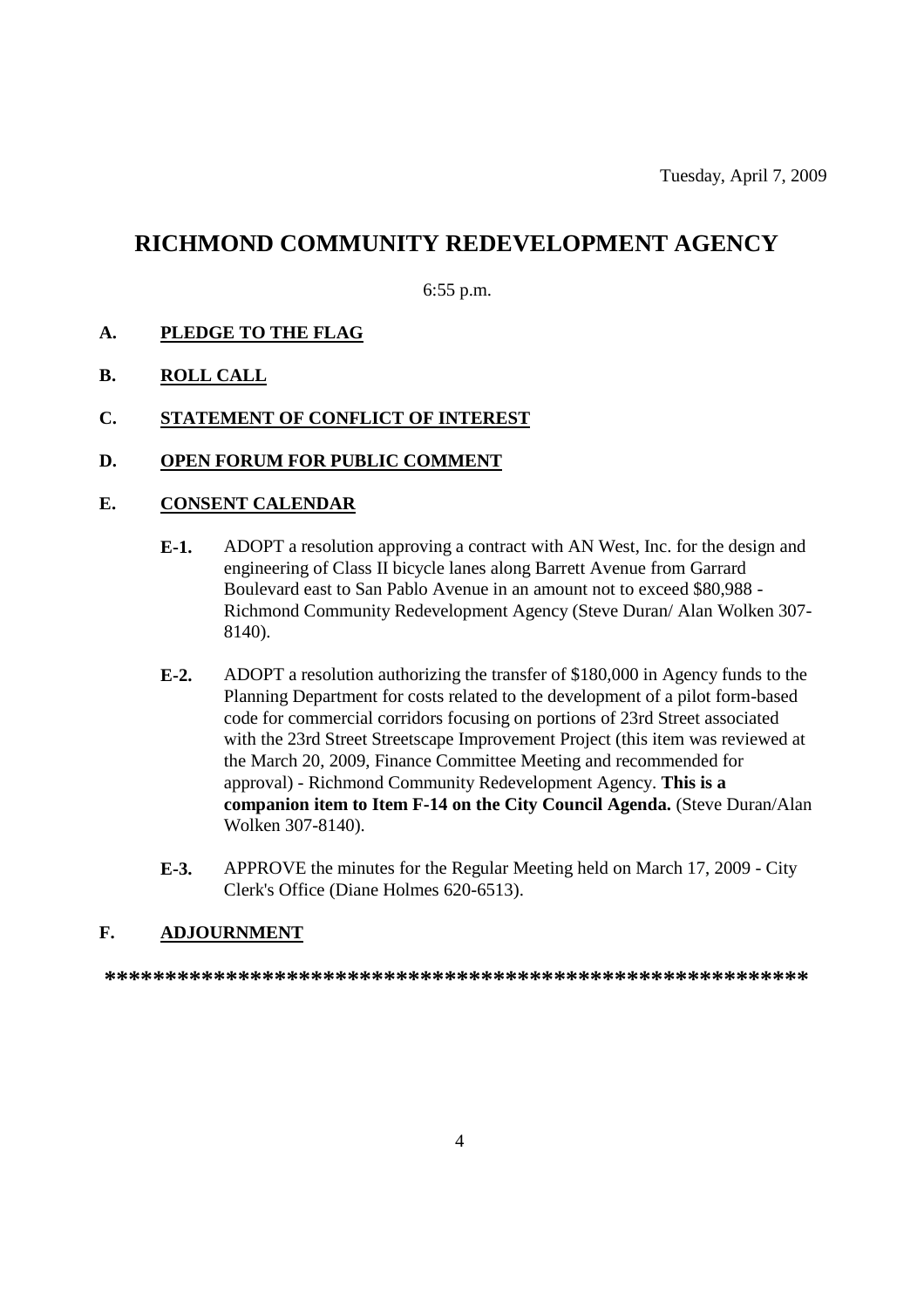Tuesday, April 7, 2009

# RICHMOND COMMUNITY REDEVELOPMENT AGENCY

6:55 p.m.

## A. PLEDGE TO THE FLAG

## B. ROLL CALL

## C. STATEMENT OF CONFLICT OF INTEREST

## D. OPEN FORUM FOR PUBLIC COMMENT

## E. CONSENT CALENDAR

**E-1.** ADOPT a resolution approving a contract with AN West, Inc. for the design and engineering of Class II bicycle lanes along Barrett Avenue from Garrard Boulevard east to San Pablo Avenue in an amount not to exceed $80,988 - Richmond Community Redevelopment Agency (Steve Duran/ Alan Wolken 307-8140).

**E-2.** ADOPT a resolution authorizing the transfer of $180,000 in Agency funds to the Planning Department for costs related to the development of a pilot form-based code for commercial corridors focusing on portions of 23rd Street associated with the 23rd Street Streetscape Improvement Project (this item was reviewed at the March 20, 2009, Finance Committee Meeting and recommended for approval) - Richmond Community Redevelopment Agency. **This is a companion item to Item F-14 on the City Council Agenda.** (Steve Duran/Alan Wolken 307-8140).

**E-3.** APPROVE the minutes for the Regular Meeting held on March 17, 2009 - City Clerk's Office (Diane Holmes 620-6513).

## F. ADJOURNMENT

**************************************************************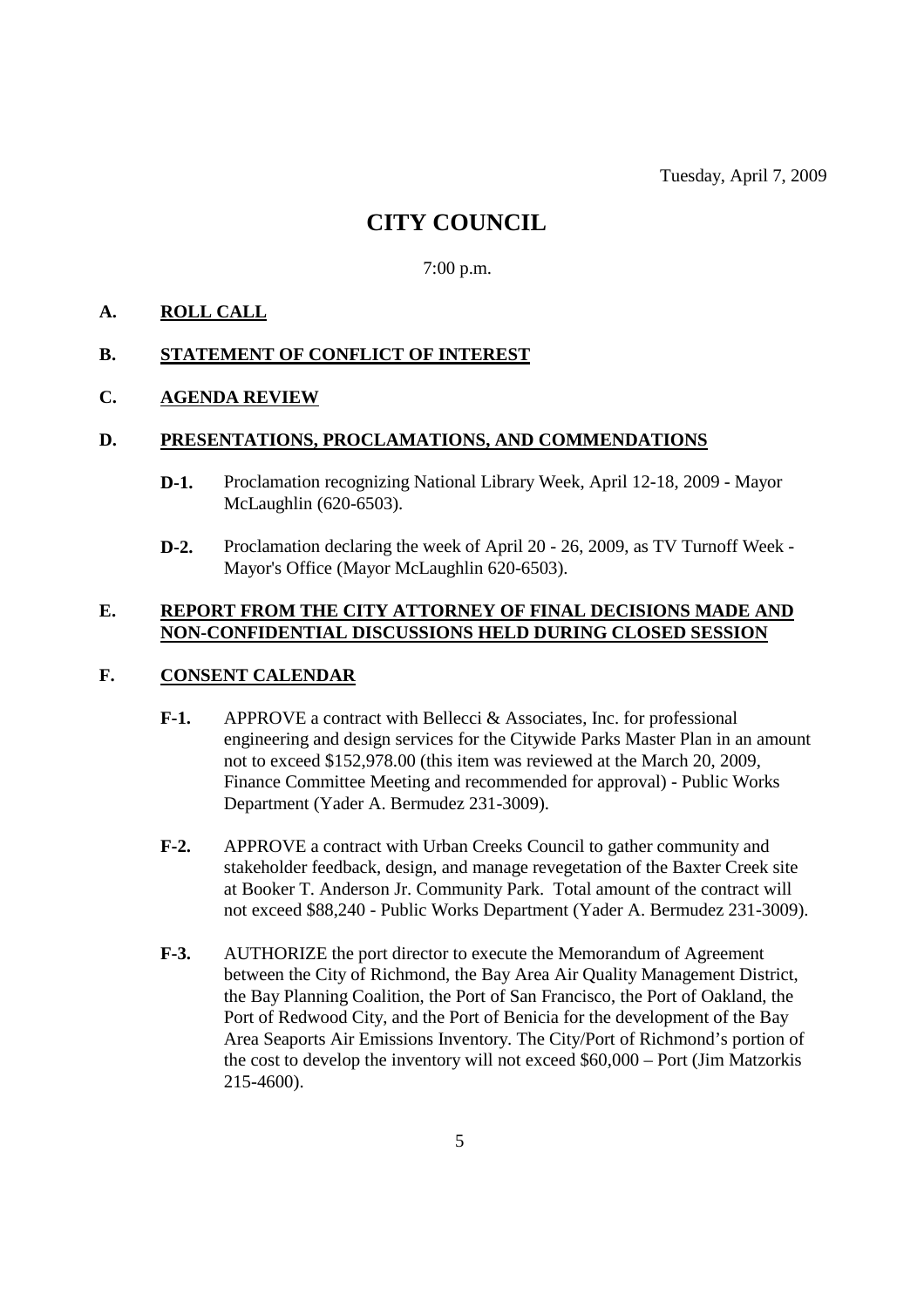Tuesday, April 7, 2009

# CITY COUNCIL

7:00 p.m.

## A. ROLL CALL

## B. STATEMENT OF CONFLICT OF INTEREST

## C. AGENDA REVIEW

## D. PRESENTATIONS, PROCLAMATIONS, AND COMMENDATIONS

**D-1.** Proclamation recognizing National Library Week, April 12-18, 2009 - Mayor McLaughlin (620-6503).

**D-2.** Proclamation declaring the week of April 20 - 26, 2009, as TV Turnoff Week - Mayor's Office (Mayor McLaughlin 620-6503).

## E. REPORT FROM THE CITY ATTORNEY OF FINAL DECISIONS MADE AND NON-CONFIDENTIAL DISCUSSIONS HELD DURING CLOSED SESSION

## F. CONSENT CALENDAR

**F-1.** APPROVE a contract with Bellecci & Associates, Inc. for professional engineering and design services for the Citywide Parks Master Plan in an amount not to exceed $152,978.00 (this item was reviewed at the March 20, 2009, Finance Committee Meeting and recommended for approval) - Public Works Department (Yader A. Bermudez 231-3009).

**F-2.** APPROVE a contract with Urban Creeks Council to gather community and stakeholder feedback, design, and manage revegetation of the Baxter Creek site at Booker T. Anderson Jr. Community Park. Total amount of the contract will not exceed $88,240 - Public Works Department (Yader A. Bermudez 231-3009).

**F-3.** AUTHORIZE the port director to execute the Memorandum of Agreement between the City of Richmond, the Bay Area Air Quality Management District, the Bay Planning Coalition, the Port of San Francisco, the Port of Oakland, the Port of Redwood City, and the Port of Benicia for the development of the Bay Area Seaports Air Emissions Inventory. The City/Port of Richmond's portion of the cost to develop the inventory will not exceed $60,000 – Port (Jim Matzorkis 215-4600).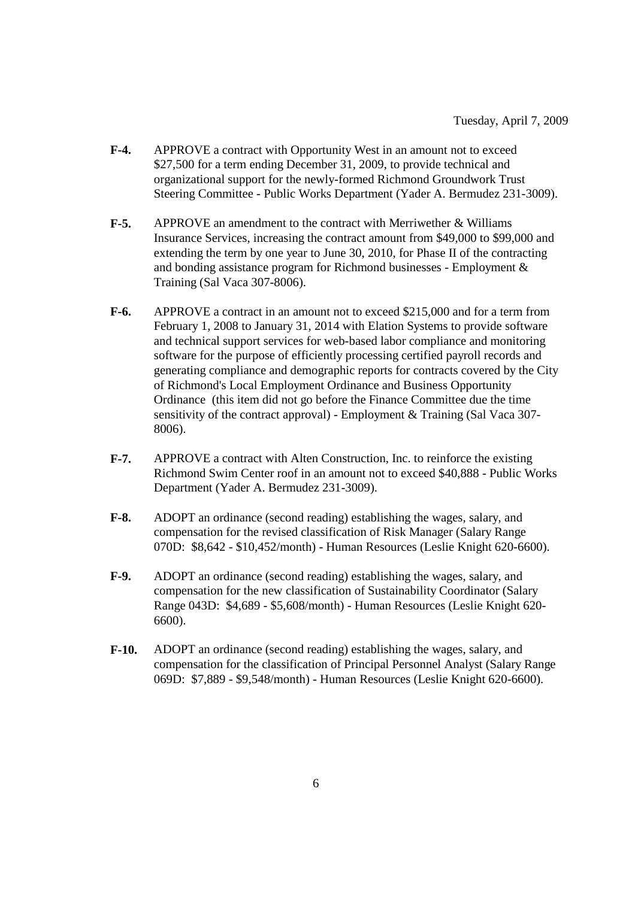Tuesday, April 7, 2009

**F-4.** APPROVE a contract with Opportunity West in an amount not to exceed $27,500 for a term ending December 31, 2009, to provide technical and organizational support for the newly-formed Richmond Groundwork Trust Steering Committee - Public Works Department (Yader A. Bermudez 231-3009).

**F-5.** APPROVE an amendment to the contract with Merriwether & Williams Insurance Services, increasing the contract amount from $49,000 to $99,000 and extending the term by one year to June 30, 2010, for Phase II of the contracting and bonding assistance program for Richmond businesses - Employment & Training (Sal Vaca 307-8006).

**F-6.** APPROVE a contract in an amount not to exceed $215,000 and for a term from February 1, 2008 to January 31, 2014 with Elation Systems to provide software and technical support services for web-based labor compliance and monitoring software for the purpose of efficiently processing certified payroll records and generating compliance and demographic reports for contracts covered by the City of Richmond's Local Employment Ordinance and Business Opportunity Ordinance (this item did not go before the Finance Committee due the time sensitivity of the contract approval) - Employment & Training (Sal Vaca 307-8006).

**F-7.** APPROVE a contract with Alten Construction, Inc. to reinforce the existing Richmond Swim Center roof in an amount not to exceed $40,888 - Public Works Department (Yader A. Bermudez 231-3009).

**F-8.** ADOPT an ordinance (second reading) establishing the wages, salary, and compensation for the revised classification of Risk Manager (Salary Range 070D: $8,642 - $10,452/month) - Human Resources (Leslie Knight 620-6600).

**F-9.** ADOPT an ordinance (second reading) establishing the wages, salary, and compensation for the new classification of Sustainability Coordinator (Salary Range 043D: $4,689 - $5,608/month) - Human Resources (Leslie Knight 620-6600).

**F-10.** ADOPT an ordinance (second reading) establishing the wages, salary, and compensation for the classification of Principal Personnel Analyst (Salary Range 069D: $7,889 - $9,548/month) - Human Resources (Leslie Knight 620-6600).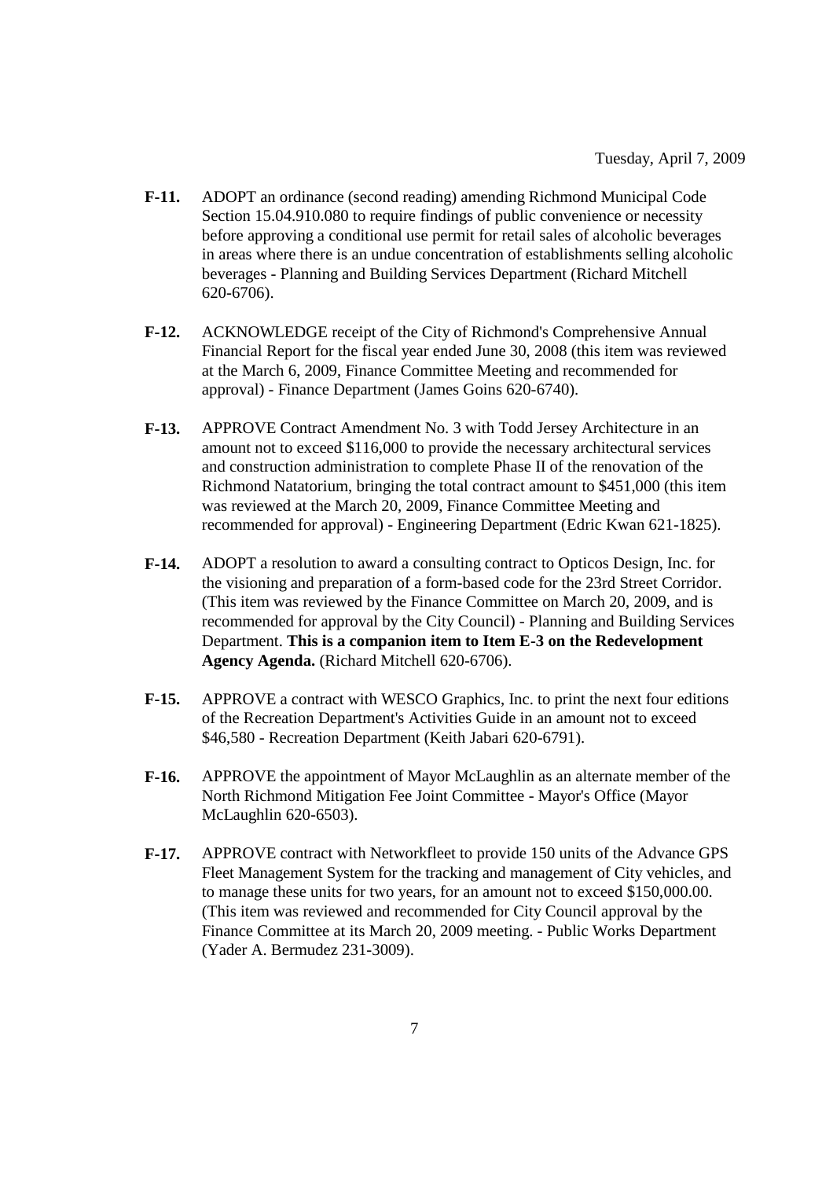- **F-11.** ADOPT an ordinance (second reading) amending Richmond Municipal Code Section 15.04.910.080 to require findings of public convenience or necessity before approving a conditional use permit for retail sales of alcoholic beverages in areas where there is an undue concentration of establishments selling alcoholic beverages - Planning and Building Services Department (Richard Mitchell 620-6706).

- **F-12.** ACKNOWLEDGE receipt of the City of Richmond's Comprehensive Annual Financial Report for the fiscal year ended June 30, 2008 (this item was reviewed at the March 6, 2009, Finance Committee Meeting and recommended for approval) - Finance Department (James Goins 620-6740).

- **F-13.** APPROVE Contract Amendment No. 3 with Todd Jersey Architecture in an amount not to exceed $116,000 to provide the necessary architectural services and construction administration to complete Phase II of the renovation of the Richmond Natatorium, bringing the total contract amount to $451,000 (this item was reviewed at the March 20, 2009, Finance Committee Meeting and recommended for approval) - Engineering Department (Edric Kwan 621-1825).

- **F-14.** ADOPT a resolution to award a consulting contract to Opticos Design, Inc. for the visioning and preparation of a form-based code for the 23rd Street Corridor. (This item was reviewed by the Finance Committee on March 20, 2009, and is recommended for approval by the City Council) - Planning and Building Services Department. **This is a companion item to Item E-3 on the Redevelopment Agency Agenda.** (Richard Mitchell 620-6706).

- **F-15.** APPROVE a contract with WESCO Graphics, Inc. to print the next four editions of the Recreation Department's Activities Guide in an amount not to exceed $46,580 - Recreation Department (Keith Jabari 620-6791).

- **F-16.** APPROVE the appointment of Mayor McLaughlin as an alternate member of the North Richmond Mitigation Fee Joint Committee - Mayor's Office (Mayor McLaughlin 620-6503).

- **F-17.** APPROVE contract with Networkfleet to provide 150 units of the Advance GPS Fleet Management System for the tracking and management of City vehicles, and to manage these units for two years, for an amount not to exceed $150,000.00. (This item was reviewed and recommended for City Council approval by the Finance Committee at its March 20, 2009 meeting. - Public Works Department (Yader A. Bermudez 231-3009).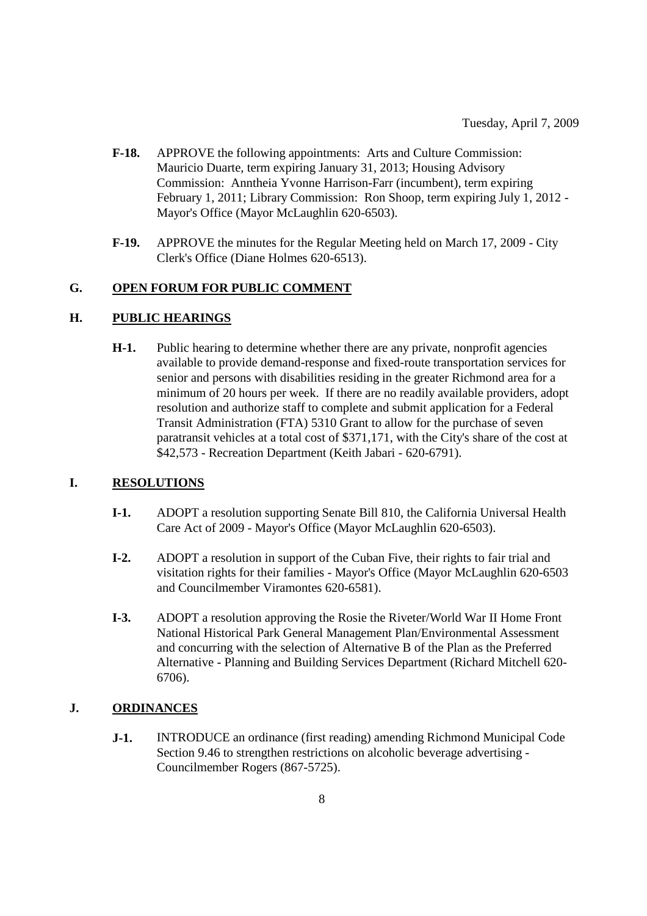Tuesday, April 7, 2009

**F-18.** APPROVE the following appointments: Arts and Culture Commission: Mauricio Duarte, term expiring January 31, 2013; Housing Advisory Commission: Anntheia Yvonne Harrison-Farr (incumbent), term expiring February 1, 2011; Library Commission: Ron Shoop, term expiring July 1, 2012 - Mayor's Office (Mayor McLaughlin 620-6503).

**F-19.** APPROVE the minutes for the Regular Meeting held on March 17, 2009 - City Clerk's Office (Diane Holmes 620-6513).

## G. OPEN FORUM FOR PUBLIC COMMENT

## H. PUBLIC HEARINGS

**H-1.** Public hearing to determine whether there are any private, nonprofit agencies available to provide demand-response and fixed-route transportation services for senior and persons with disabilities residing in the greater Richmond area for a minimum of 20 hours per week. If there are no readily available providers, adopt resolution and authorize staff to complete and submit application for a Federal Transit Administration (FTA) 5310 Grant to allow for the purchase of seven paratransit vehicles at a total cost of $371,171, with the City's share of the cost at $42,573 - Recreation Department (Keith Jabari - 620-6791).

## I. RESOLUTIONS

**I-1.** ADOPT a resolution supporting Senate Bill 810, the California Universal Health Care Act of 2009 - Mayor's Office (Mayor McLaughlin 620-6503).

**I-2.** ADOPT a resolution in support of the Cuban Five, their rights to fair trial and visitation rights for their families - Mayor's Office (Mayor McLaughlin 620-6503 and Councilmember Viramontes 620-6581).

**I-3.** ADOPT a resolution approving the Rosie the Riveter/World War II Home Front National Historical Park General Management Plan/Environmental Assessment and concurring with the selection of Alternative B of the Plan as the Preferred Alternative - Planning and Building Services Department (Richard Mitchell 620-6706).

## J. ORDINANCES

**J-1.** INTRODUCE an ordinance (first reading) amending Richmond Municipal Code Section 9.46 to strengthen restrictions on alcoholic beverage advertising - Councilmember Rogers (867-5725).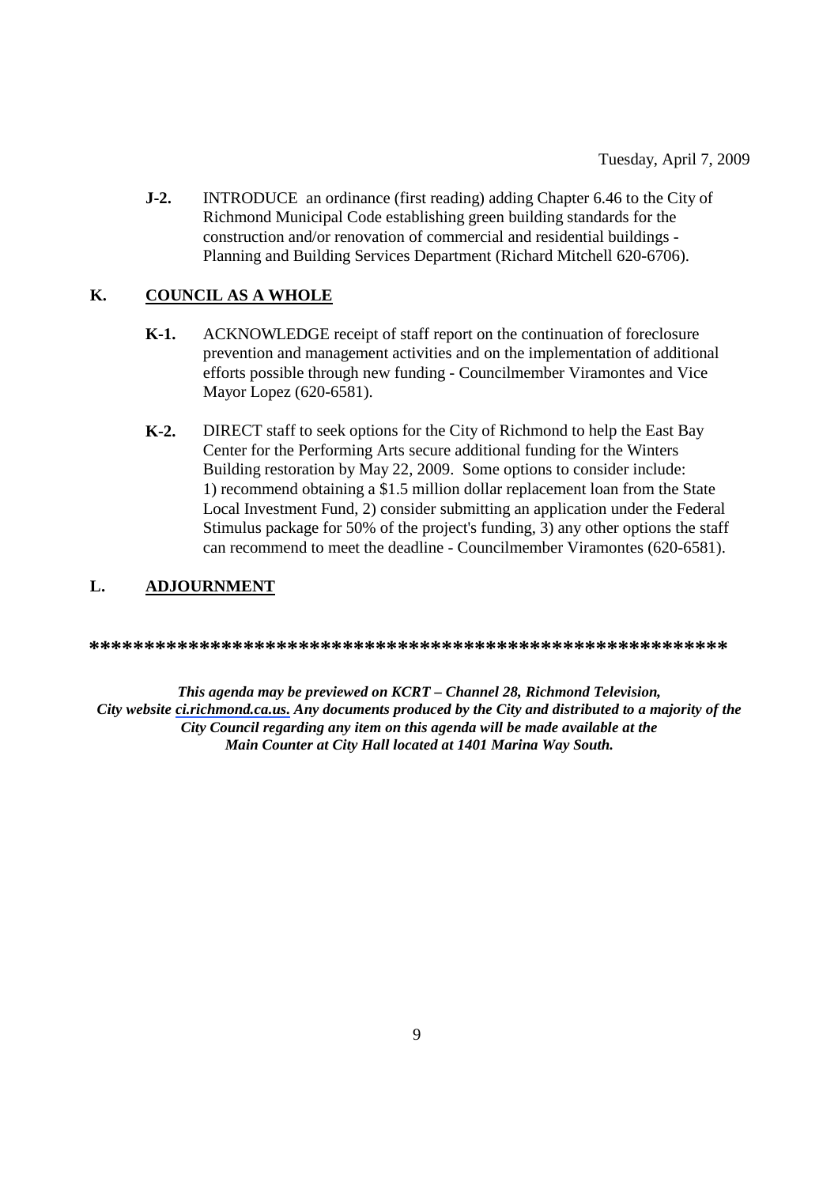**J-2.** INTRODUCE an ordinance (first reading) adding Chapter 6.46 to the City of Richmond Municipal Code establishing green building standards for the construction and/or renovation of commercial and residential buildings - Planning and Building Services Department (Richard Mitchell 620-6706).

## K. COUNCIL AS A WHOLE

**K-1.** ACKNOWLEDGE receipt of staff report on the continuation of foreclosure prevention and management activities and on the implementation of additional efforts possible through new funding - Councilmember Viramontes and Vice Mayor Lopez (620-6581).

**K-2.** DIRECT staff to seek options for the City of Richmond to help the East Bay Center for the Performing Arts secure additional funding for the Winters Building restoration by May 22, 2009. Some options to consider include: 1) recommend obtaining a $1.5 million dollar replacement loan from the State Local Investment Fund, 2) consider submitting an application under the Federal Stimulus package for 50% of the project's funding, 3) any other options the staff can recommend to meet the deadline - Councilmember Viramontes (620-6581).

## L. ADJOURNMENT

**************************************************************

***This agenda may be previewed on KCRT – Channel 28, Richmond Television, City website ci.richmond.ca.us. Any documents produced by the City and distributed to a majority of the City Council regarding any item on this agenda will be made available at the Main Counter at City Hall located at 1401 Marina Way South.***